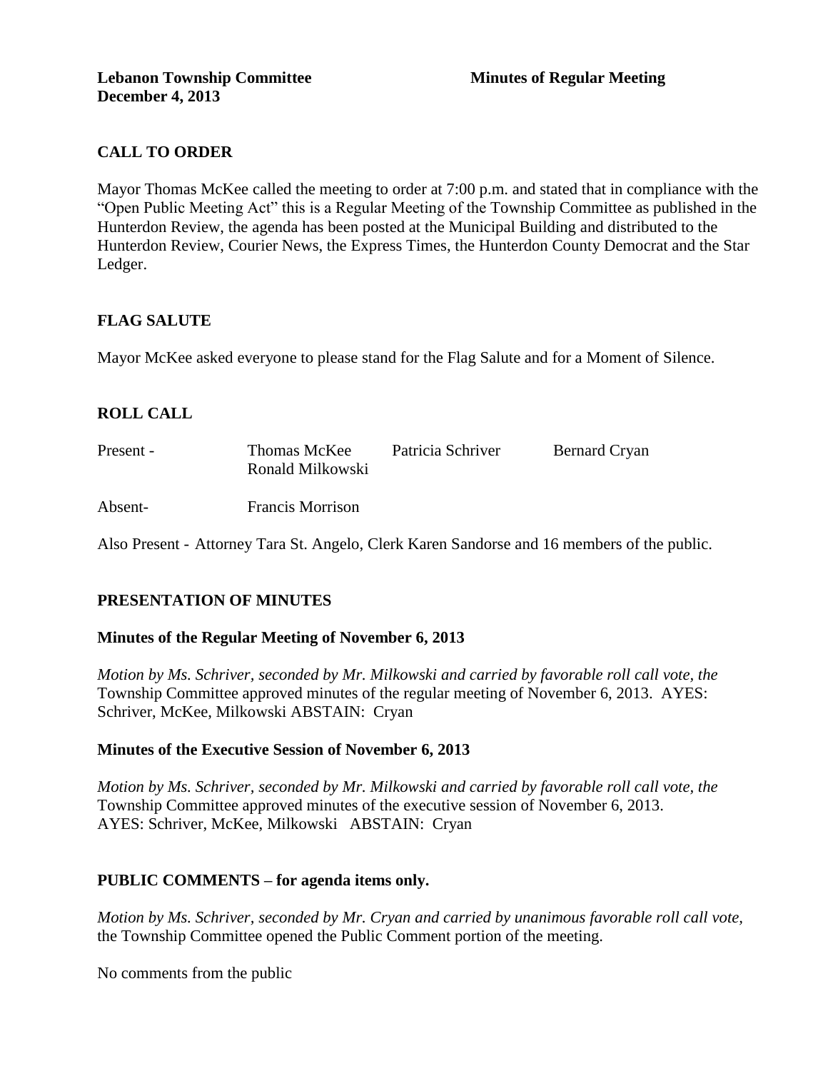**Lebanon Township Committee** **Minutes of Regular Meeting**
**December 4, 2013**

## CALL TO ORDER

Mayor Thomas McKee called the meeting to order at 7:00 p.m. and stated that in compliance with the "Open Public Meeting Act" this is a Regular Meeting of the Township Committee as published in the Hunterdon Review, the agenda has been posted at the Municipal Building and distributed to the Hunterdon Review, Courier News, the Express Times, the Hunterdon County Democrat and the Star Ledger.

## FLAG SALUTE

Mayor McKee asked everyone to please stand for the Flag Salute and for a Moment of Silence.

## ROLL CALL

| | | | |
|---|---|---|---|
| Present - | Thomas McKee<br>Ronald Milkowski | Patricia Schriver | Bernard Cryan |
| Absent- | Francis Morrison | | |

Also Present - Attorney Tara St. Angelo, Clerk Karen Sandorse and 16 members of the public.

## PRESENTATION OF MINUTES

### Minutes of the Regular Meeting of November 6, 2013

*Motion by Ms. Schriver, seconded by Mr. Milkowski and carried by favorable roll call vote, the* Township Committee approved minutes of the regular meeting of November 6, 2013. AYES: Schriver, McKee, Milkowski ABSTAIN: Cryan

### Minutes of the Executive Session of November 6, 2013

*Motion by Ms. Schriver, seconded by Mr. Milkowski and carried by favorable roll call vote, the* Township Committee approved minutes of the executive session of November 6, 2013. AYES: Schriver, McKee, Milkowski ABSTAIN: Cryan

## PUBLIC COMMENTS – for agenda items only.

*Motion by Ms. Schriver, seconded by Mr. Cryan and carried by unanimous favorable roll call vote,* the Township Committee opened the Public Comment portion of the meeting.

No comments from the public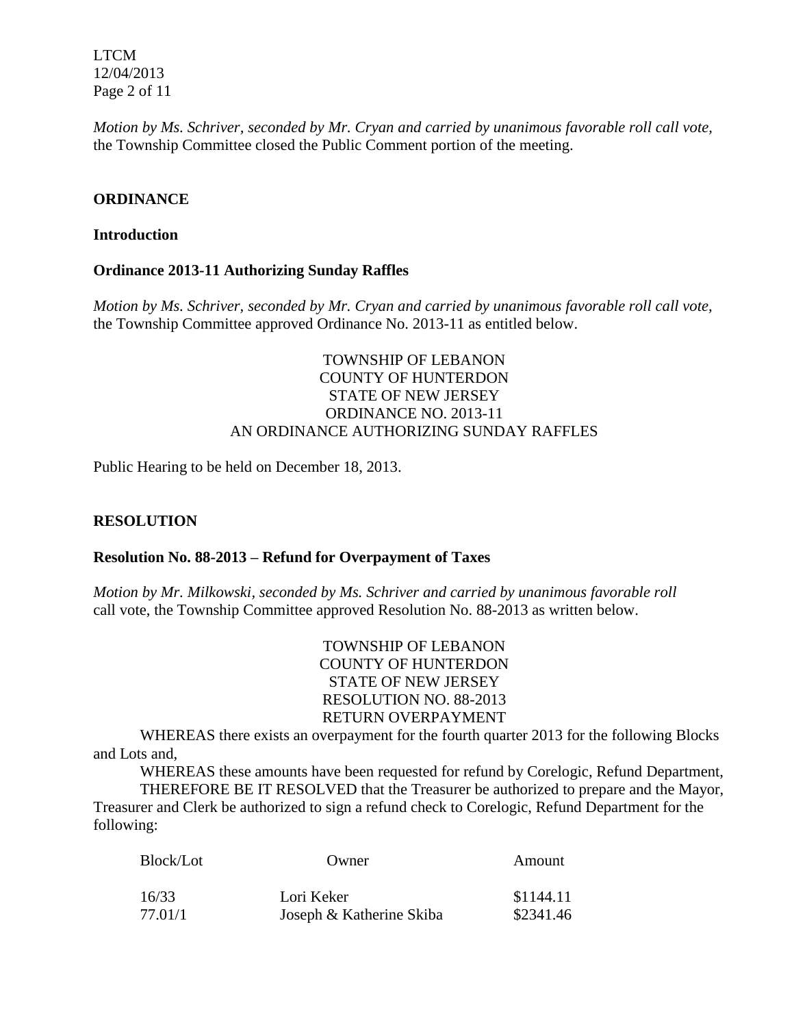*Motion by Ms. Schriver, seconded by Mr. Cryan and carried by unanimous favorable roll call vote,* the Township Committee closed the Public Comment portion of the meeting.

## ORDINANCE

### Introduction

### Ordinance 2013-11 Authorizing Sunday Raffles

*Motion by Ms. Schriver, seconded by Mr. Cryan and carried by unanimous favorable roll call vote,* the Township Committee approved Ordinance No. 2013-11 as entitled below.

TOWNSHIP OF LEBANON
COUNTY OF HUNTERDON
STATE OF NEW JERSEY
ORDINANCE NO. 2013-11
AN ORDINANCE AUTHORIZING SUNDAY RAFFLES

Public Hearing to be held on December 18, 2013.

## RESOLUTION

### Resolution No. 88-2013 – Refund for Overpayment of Taxes

*Motion by Mr. Milkowski, seconded by Ms. Schriver and carried by unanimous favorable roll* call vote, the Township Committee approved Resolution No. 88-2013 as written below.

TOWNSHIP OF LEBANON
COUNTY OF HUNTERDON
STATE OF NEW JERSEY
RESOLUTION NO. 88-2013
RETURN OVERPAYMENT

WHEREAS there exists an overpayment for the fourth quarter 2013 for the following Blocks and Lots and,

WHEREAS these amounts have been requested for refund by Corelogic, Refund Department,

THEREFORE BE IT RESOLVED that the Treasurer be authorized to prepare and the Mayor, Treasurer and Clerk be authorized to sign a refund check to Corelogic, Refund Department for the following:

| Block/Lot | Owner | Amount |
|---|---|---|
| 16/33 | Lori Keker | \$1144.11 |
| 77.01/1 | Joseph & Katherine Skiba | \$2341.46 |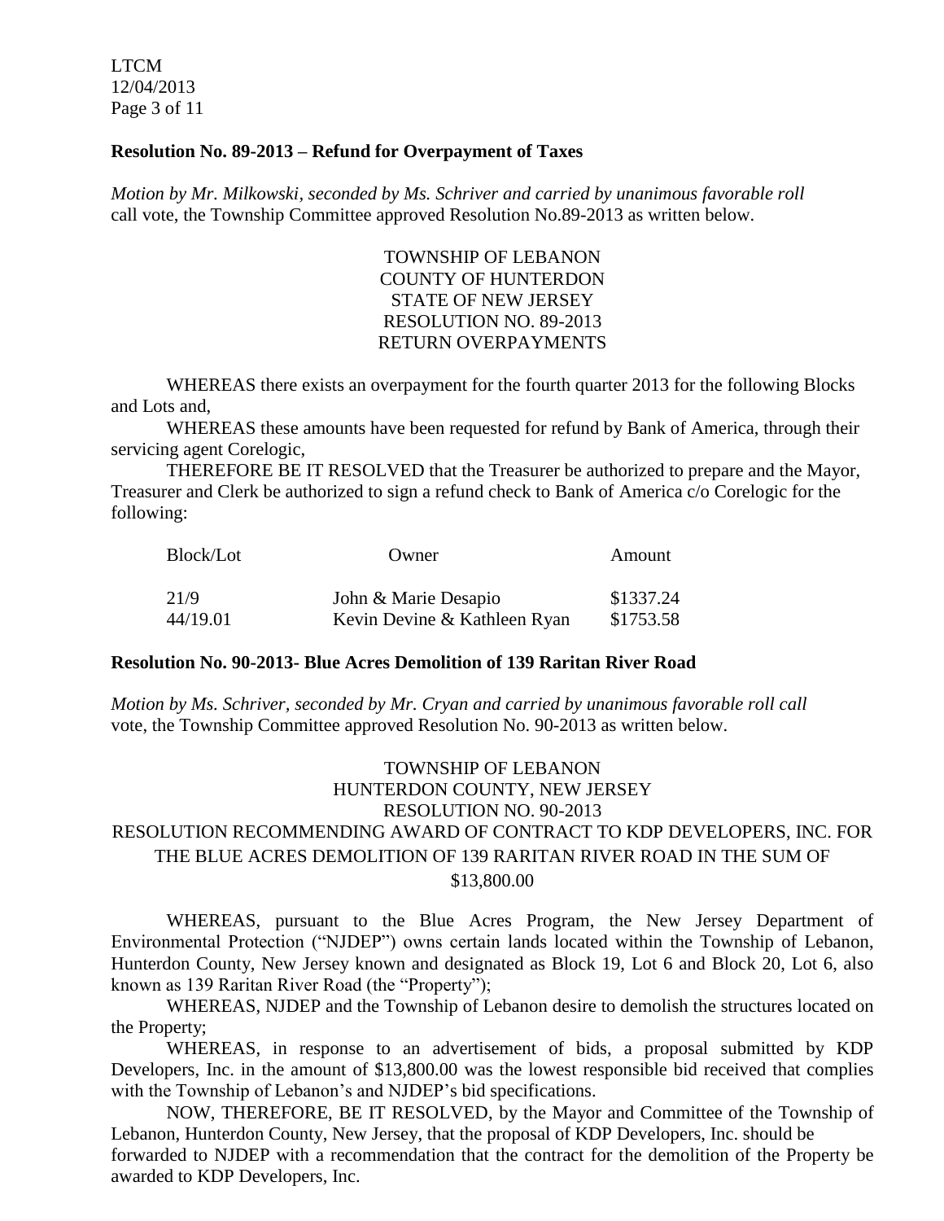### Resolution No. 89-2013 – Refund for Overpayment of Taxes

*Motion by Mr. Milkowski, seconded by Ms. Schriver and carried by unanimous favorable roll* call vote, the Township Committee approved Resolution No.89-2013 as written below.

TOWNSHIP OF LEBANON
COUNTY OF HUNTERDON
STATE OF NEW JERSEY
RESOLUTION NO. 89-2013
RETURN OVERPAYMENTS

WHEREAS there exists an overpayment for the fourth quarter 2013 for the following Blocks and Lots and,

WHEREAS these amounts have been requested for refund by Bank of America, through their servicing agent Corelogic,

THEREFORE BE IT RESOLVED that the Treasurer be authorized to prepare and the Mayor, Treasurer and Clerk be authorized to sign a refund check to Bank of America c/o Corelogic for the following:

| Block/Lot | Owner | Amount |
|---|---|---|
| 21/9 | John & Marie Desapio | \$1337.24 |
| 44/19.01 | Kevin Devine & Kathleen Ryan | \$1753.58 |

### Resolution No. 90-2013- Blue Acres Demolition of 139 Raritan River Road

*Motion by Ms. Schriver, seconded by Mr. Cryan and carried by unanimous favorable roll call* vote, the Township Committee approved Resolution No. 90-2013 as written below.

TOWNSHIP OF LEBANON
HUNTERDON COUNTY, NEW JERSEY
RESOLUTION NO. 90-2013
RESOLUTION RECOMMENDING AWARD OF CONTRACT TO KDP DEVELOPERS, INC. FOR THE BLUE ACRES DEMOLITION OF 139 RARITAN RIVER ROAD IN THE SUM OF \$13,800.00

WHEREAS, pursuant to the Blue Acres Program, the New Jersey Department of Environmental Protection ("NJDEP") owns certain lands located within the Township of Lebanon, Hunterdon County, New Jersey known and designated as Block 19, Lot 6 and Block 20, Lot 6, also known as 139 Raritan River Road (the "Property");

WHEREAS, NJDEP and the Township of Lebanon desire to demolish the structures located on the Property;

WHEREAS, in response to an advertisement of bids, a proposal submitted by KDP Developers, Inc. in the amount of \$13,800.00 was the lowest responsible bid received that complies with the Township of Lebanon's and NJDEP's bid specifications.

NOW, THEREFORE, BE IT RESOLVED, by the Mayor and Committee of the Township of Lebanon, Hunterdon County, New Jersey, that the proposal of KDP Developers, Inc. should be forwarded to NJDEP with a recommendation that the contract for the demolition of the Property be awarded to KDP Developers, Inc.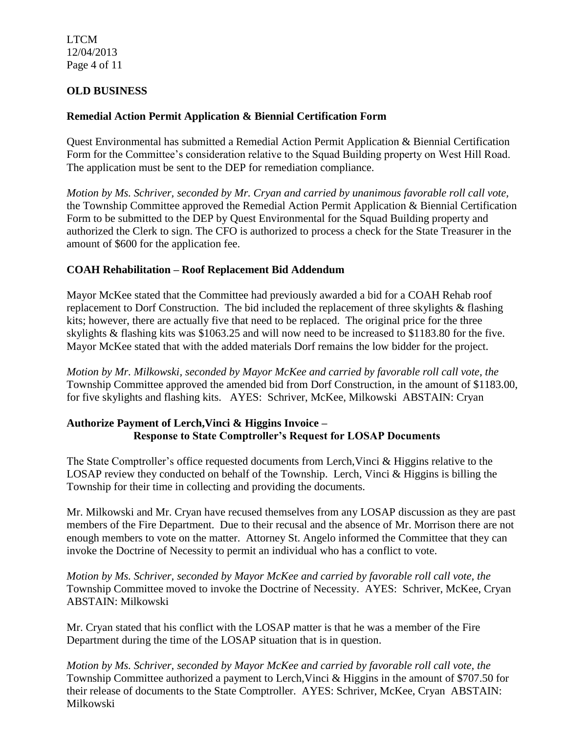## OLD BUSINESS

### Remedial Action Permit Application & Biennial Certification Form

Quest Environmental has submitted a Remedial Action Permit Application & Biennial Certification Form for the Committee's consideration relative to the Squad Building property on West Hill Road. The application must be sent to the DEP for remediation compliance.

*Motion by Ms. Schriver, seconded by Mr. Cryan and carried by unanimous favorable roll call vote,* the Township Committee approved the Remedial Action Permit Application & Biennial Certification Form to be submitted to the DEP by Quest Environmental for the Squad Building property and authorized the Clerk to sign. The CFO is authorized to process a check for the State Treasurer in the amount of $600 for the application fee.

### COAH Rehabilitation – Roof Replacement Bid Addendum

Mayor McKee stated that the Committee had previously awarded a bid for a COAH Rehab roof replacement to Dorf Construction. The bid included the replacement of three skylights & flashing kits; however, there are actually five that need to be replaced. The original price for the three skylights & flashing kits was $1063.25 and will now need to be increased to $1183.80 for the five. Mayor McKee stated that with the added materials Dorf remains the low bidder for the project.

*Motion by Mr. Milkowski, seconded by Mayor McKee and carried by favorable roll call vote, the* Township Committee approved the amended bid from Dorf Construction, in the amount of $1183.00, for five skylights and flashing kits. AYES: Schriver, McKee, Milkowski ABSTAIN: Cryan

### Authorize Payment of Lerch,Vinci & Higgins Invoice – Response to State Comptroller's Request for LOSAP Documents

The State Comptroller's office requested documents from Lerch,Vinci & Higgins relative to the LOSAP review they conducted on behalf of the Township. Lerch, Vinci & Higgins is billing the Township for their time in collecting and providing the documents.

Mr. Milkowski and Mr. Cryan have recused themselves from any LOSAP discussion as they are past members of the Fire Department. Due to their recusal and the absence of Mr. Morrison there are not enough members to vote on the matter. Attorney St. Angelo informed the Committee that they can invoke the Doctrine of Necessity to permit an individual who has a conflict to vote.

*Motion by Ms. Schriver, seconded by Mayor McKee and carried by favorable roll call vote, the* Township Committee moved to invoke the Doctrine of Necessity. AYES: Schriver, McKee, Cryan ABSTAIN: Milkowski

Mr. Cryan stated that his conflict with the LOSAP matter is that he was a member of the Fire Department during the time of the LOSAP situation that is in question.

*Motion by Ms. Schriver, seconded by Mayor McKee and carried by favorable roll call vote, the* Township Committee authorized a payment to Lerch,Vinci & Higgins in the amount of $707.50 for their release of documents to the State Comptroller. AYES: Schriver, McKee, Cryan ABSTAIN: Milkowski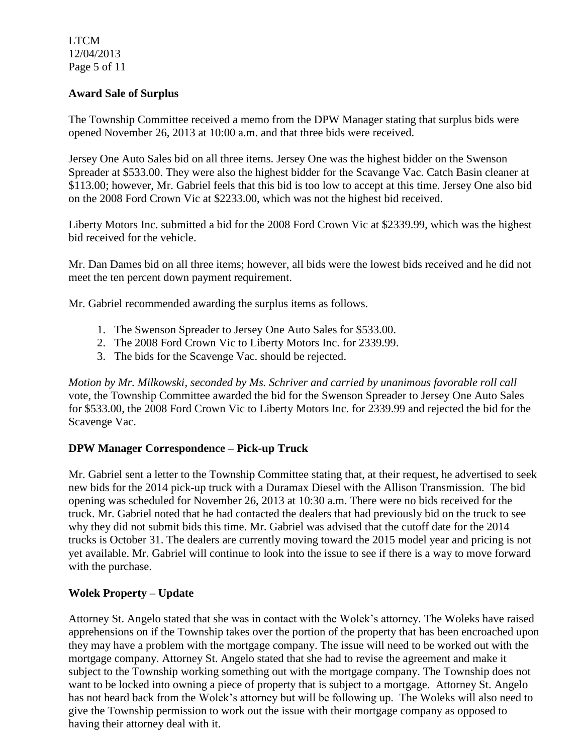## Award Sale of Surplus

The Township Committee received a memo from the DPW Manager stating that surplus bids were opened November 26, 2013 at 10:00 a.m. and that three bids were received.

Jersey One Auto Sales bid on all three items. Jersey One was the highest bidder on the Swenson Spreader at $533.00. They were also the highest bidder for the Scavange Vac. Catch Basin cleaner at $113.00; however, Mr. Gabriel feels that this bid is too low to accept at this time. Jersey One also bid on the 2008 Ford Crown Vic at $2233.00, which was not the highest bid received.

Liberty Motors Inc. submitted a bid for the 2008 Ford Crown Vic at $2339.99, which was the highest bid received for the vehicle.

Mr. Dan Dames bid on all three items; however, all bids were the lowest bids received and he did not meet the ten percent down payment requirement.

Mr. Gabriel recommended awarding the surplus items as follows.

1. The Swenson Spreader to Jersey One Auto Sales for $533.00.
2. The 2008 Ford Crown Vic to Liberty Motors Inc. for 2339.99.
3. The bids for the Scavenge Vac. should be rejected.

*Motion by Mr. Milkowski, seconded by Ms. Schriver and carried by unanimous favorable roll call* vote, the Township Committee awarded the bid for the Swenson Spreader to Jersey One Auto Sales for $533.00, the 2008 Ford Crown Vic to Liberty Motors Inc. for 2339.99 and rejected the bid for the Scavenge Vac.

## DPW Manager Correspondence – Pick-up Truck

Mr. Gabriel sent a letter to the Township Committee stating that, at their request, he advertised to seek new bids for the 2014 pick-up truck with a Duramax Diesel with the Allison Transmission. The bid opening was scheduled for November 26, 2013 at 10:30 a.m. There were no bids received for the truck. Mr. Gabriel noted that he had contacted the dealers that had previously bid on the truck to see why they did not submit bids this time. Mr. Gabriel was advised that the cutoff date for the 2014 trucks is October 31. The dealers are currently moving toward the 2015 model year and pricing is not yet available. Mr. Gabriel will continue to look into the issue to see if there is a way to move forward with the purchase.

## Wolek Property – Update

Attorney St. Angelo stated that she was in contact with the Wolek's attorney. The Woleks have raised apprehensions on if the Township takes over the portion of the property that has been encroached upon they may have a problem with the mortgage company. The issue will need to be worked out with the mortgage company. Attorney St. Angelo stated that she had to revise the agreement and make it subject to the Township working something out with the mortgage company. The Township does not want to be locked into owning a piece of property that is subject to a mortgage. Attorney St. Angelo has not heard back from the Wolek's attorney but will be following up. The Woleks will also need to give the Township permission to work out the issue with their mortgage company as opposed to having their attorney deal with it.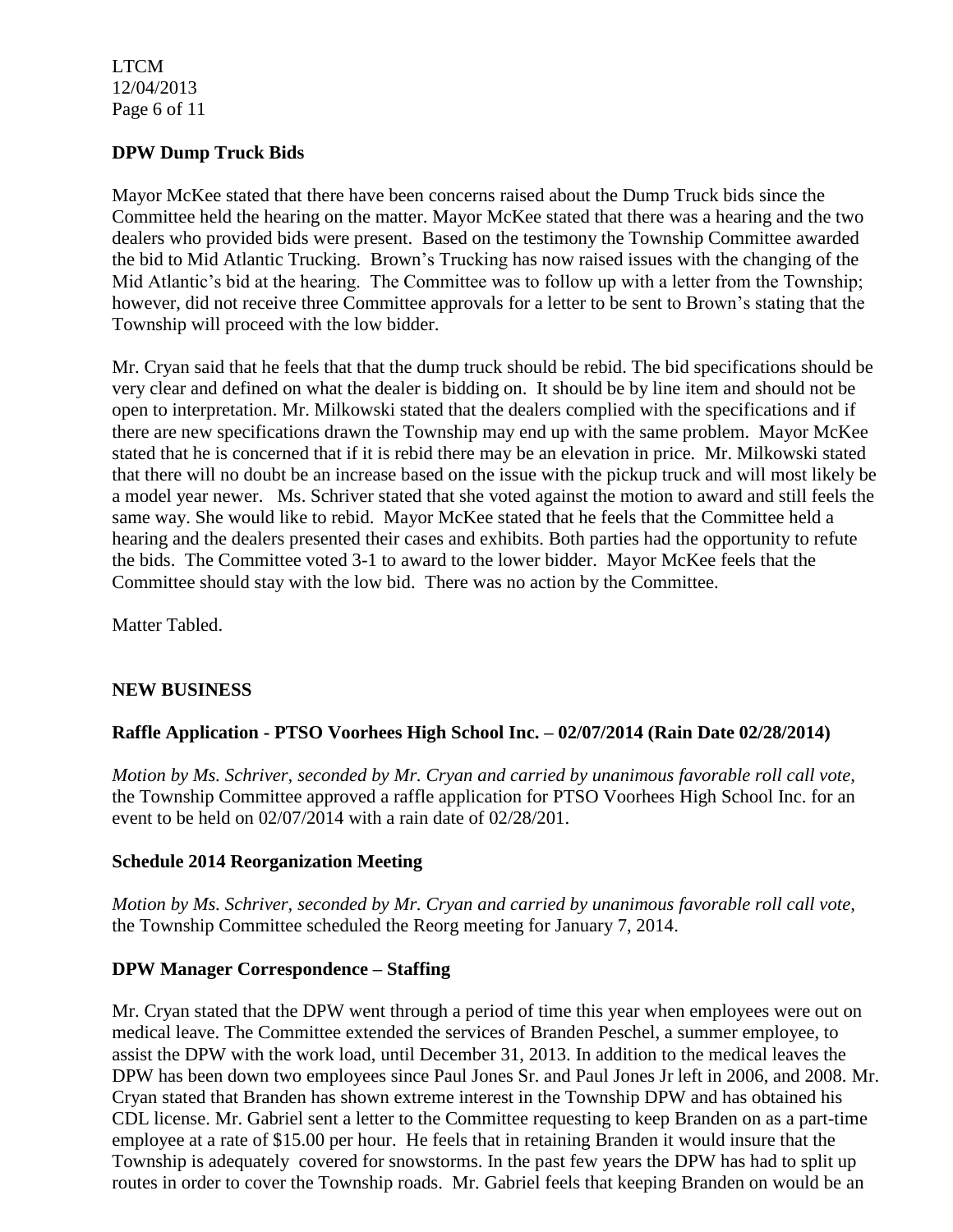**DPW Dump Truck Bids**

Mayor McKee stated that there have been concerns raised about the Dump Truck bids since the Committee held the hearing on the matter. Mayor McKee stated that there was a hearing and the two dealers who provided bids were present. Based on the testimony the Township Committee awarded the bid to Mid Atlantic Trucking. Brown's Trucking has now raised issues with the changing of the Mid Atlantic's bid at the hearing. The Committee was to follow up with a letter from the Township; however, did not receive three Committee approvals for a letter to be sent to Brown's stating that the Township will proceed with the low bidder.

Mr. Cryan said that he feels that that the dump truck should be rebid. The bid specifications should be very clear and defined on what the dealer is bidding on. It should be by line item and should not be open to interpretation. Mr. Milkowski stated that the dealers complied with the specifications and if there are new specifications drawn the Township may end up with the same problem. Mayor McKee stated that he is concerned that if it is rebid there may be an elevation in price. Mr. Milkowski stated that there will no doubt be an increase based on the issue with the pickup truck and will most likely be a model year newer. Ms. Schriver stated that she voted against the motion to award and still feels the same way. She would like to rebid. Mayor McKee stated that he feels that the Committee held a hearing and the dealers presented their cases and exhibits. Both parties had the opportunity to refute the bids. The Committee voted 3-1 to award to the lower bidder. Mayor McKee feels that the Committee should stay with the low bid. There was no action by the Committee.

Matter Tabled.

**NEW BUSINESS**

**Raffle Application - PTSO Voorhees High School Inc. – 02/07/2014 (Rain Date 02/28/2014)**

*Motion by Ms. Schriver, seconded by Mr. Cryan and carried by unanimous favorable roll call vote,* the Township Committee approved a raffle application for PTSO Voorhees High School Inc. for an event to be held on 02/07/2014 with a rain date of 02/28/201.

**Schedule 2014 Reorganization Meeting**

*Motion by Ms. Schriver, seconded by Mr. Cryan and carried by unanimous favorable roll call vote,* the Township Committee scheduled the Reorg meeting for January 7, 2014.

**DPW Manager Correspondence – Staffing**

Mr. Cryan stated that the DPW went through a period of time this year when employees were out on medical leave. The Committee extended the services of Branden Peschel, a summer employee, to assist the DPW with the work load, until December 31, 2013. In addition to the medical leaves the DPW has been down two employees since Paul Jones Sr. and Paul Jones Jr left in 2006, and 2008. Mr. Cryan stated that Branden has shown extreme interest in the Township DPW and has obtained his CDL license. Mr. Gabriel sent a letter to the Committee requesting to keep Branden on as a part-time employee at a rate of $15.00 per hour. He feels that in retaining Branden it would insure that the Township is adequately covered for snowstorms. In the past few years the DPW has had to split up routes in order to cover the Township roads. Mr. Gabriel feels that keeping Branden on would be an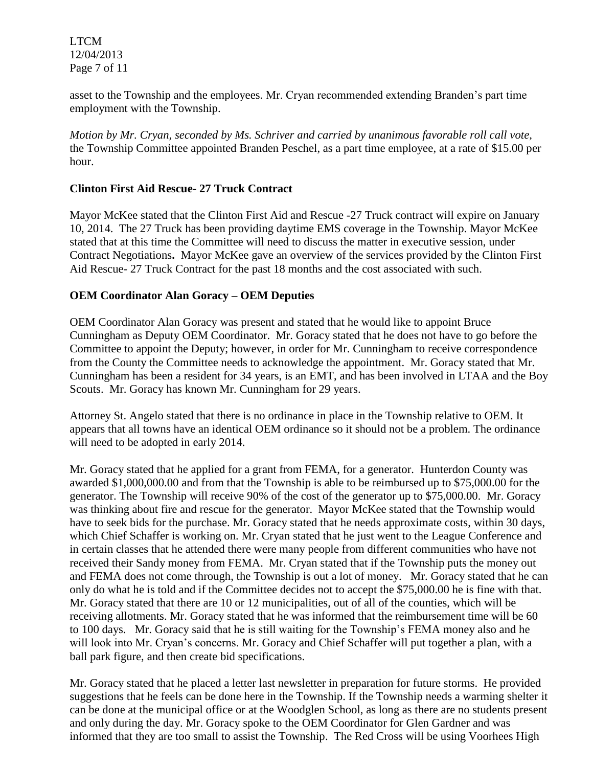asset to the Township and the employees. Mr. Cryan recommended extending Branden's part time employment with the Township.

*Motion by Mr. Cryan, seconded by Ms. Schriver and carried by unanimous favorable roll call vote,* the Township Committee appointed Branden Peschel, as a part time employee, at a rate of $15.00 per hour.

**Clinton First Aid Rescue- 27 Truck Contract**

Mayor McKee stated that the Clinton First Aid and Rescue -27 Truck contract will expire on January 10, 2014. The 27 Truck has been providing daytime EMS coverage in the Township. Mayor McKee stated that at this time the Committee will need to discuss the matter in executive session, under Contract Negotiations**.** Mayor McKee gave an overview of the services provided by the Clinton First Aid Rescue- 27 Truck Contract for the past 18 months and the cost associated with such.

**OEM Coordinator Alan Goracy – OEM Deputies**

OEM Coordinator Alan Goracy was present and stated that he would like to appoint Bruce Cunningham as Deputy OEM Coordinator. Mr. Goracy stated that he does not have to go before the Committee to appoint the Deputy; however, in order for Mr. Cunningham to receive correspondence from the County the Committee needs to acknowledge the appointment. Mr. Goracy stated that Mr. Cunningham has been a resident for 34 years, is an EMT, and has been involved in LTAA and the Boy Scouts. Mr. Goracy has known Mr. Cunningham for 29 years.

Attorney St. Angelo stated that there is no ordinance in place in the Township relative to OEM. It appears that all towns have an identical OEM ordinance so it should not be a problem. The ordinance will need to be adopted in early 2014.

Mr. Goracy stated that he applied for a grant from FEMA, for a generator. Hunterdon County was awarded $1,000,000.00 and from that the Township is able to be reimbursed up to $75,000.00 for the generator. The Township will receive 90% of the cost of the generator up to $75,000.00. Mr. Goracy was thinking about fire and rescue for the generator. Mayor McKee stated that the Township would have to seek bids for the purchase. Mr. Goracy stated that he needs approximate costs, within 30 days, which Chief Schaffer is working on. Mr. Cryan stated that he just went to the League Conference and in certain classes that he attended there were many people from different communities who have not received their Sandy money from FEMA. Mr. Cryan stated that if the Township puts the money out and FEMA does not come through, the Township is out a lot of money. Mr. Goracy stated that he can only do what he is told and if the Committee decides not to accept the $75,000.00 he is fine with that. Mr. Goracy stated that there are 10 or 12 municipalities, out of all of the counties, which will be receiving allotments. Mr. Goracy stated that he was informed that the reimbursement time will be 60 to 100 days. Mr. Goracy said that he is still waiting for the Township's FEMA money also and he will look into Mr. Cryan's concerns. Mr. Goracy and Chief Schaffer will put together a plan, with a ball park figure, and then create bid specifications.

Mr. Goracy stated that he placed a letter last newsletter in preparation for future storms. He provided suggestions that he feels can be done here in the Township. If the Township needs a warming shelter it can be done at the municipal office or at the Woodglen School, as long as there are no students present and only during the day. Mr. Goracy spoke to the OEM Coordinator for Glen Gardner and was informed that they are too small to assist the Township. The Red Cross will be using Voorhees High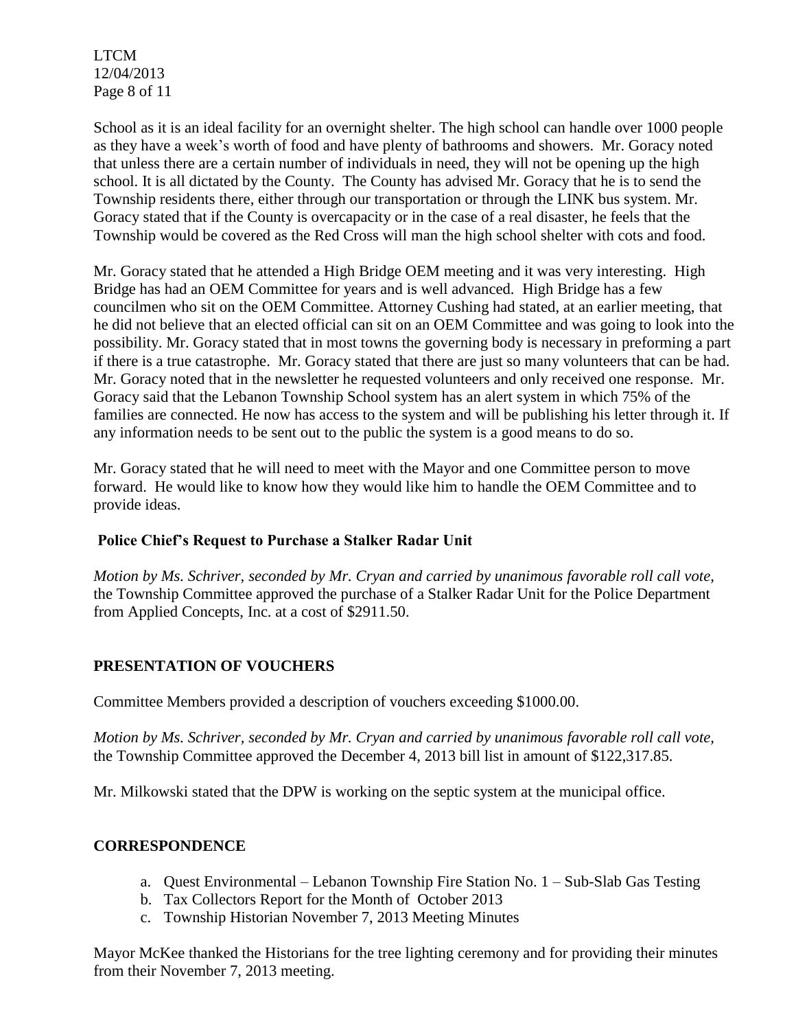School as it is an ideal facility for an overnight shelter. The high school can handle over 1000 people as they have a week's worth of food and have plenty of bathrooms and showers. Mr. Goracy noted that unless there are a certain number of individuals in need, they will not be opening up the high school. It is all dictated by the County. The County has advised Mr. Goracy that he is to send the Township residents there, either through our transportation or through the LINK bus system. Mr. Goracy stated that if the County is overcapacity or in the case of a real disaster, he feels that the Township would be covered as the Red Cross will man the high school shelter with cots and food.

Mr. Goracy stated that he attended a High Bridge OEM meeting and it was very interesting. High Bridge has had an OEM Committee for years and is well advanced. High Bridge has a few councilmen who sit on the OEM Committee. Attorney Cushing had stated, at an earlier meeting, that he did not believe that an elected official can sit on an OEM Committee and was going to look into the possibility. Mr. Goracy stated that in most towns the governing body is necessary in preforming a part if there is a true catastrophe. Mr. Goracy stated that there are just so many volunteers that can be had. Mr. Goracy noted that in the newsletter he requested volunteers and only received one response. Mr. Goracy said that the Lebanon Township School system has an alert system in which 75% of the families are connected. He now has access to the system and will be publishing his letter through it. If any information needs to be sent out to the public the system is a good means to do so.

Mr. Goracy stated that he will need to meet with the Mayor and one Committee person to move forward. He would like to know how they would like him to handle the OEM Committee and to provide ideas.

**Police Chief's Request to Purchase a Stalker Radar Unit**

*Motion by Ms. Schriver, seconded by Mr. Cryan and carried by unanimous favorable roll call vote,* the Township Committee approved the purchase of a Stalker Radar Unit for the Police Department from Applied Concepts, Inc. at a cost of $2911.50.

## PRESENTATION OF VOUCHERS

Committee Members provided a description of vouchers exceeding $1000.00.

*Motion by Ms. Schriver, seconded by Mr. Cryan and carried by unanimous favorable roll call vote,* the Township Committee approved the December 4, 2013 bill list in amount of $122,317.85.

Mr. Milkowski stated that the DPW is working on the septic system at the municipal office.

## CORRESPONDENCE

a. Quest Environmental – Lebanon Township Fire Station No. 1 – Sub-Slab Gas Testing
b. Tax Collectors Report for the Month of October 2013
c. Township Historian November 7, 2013 Meeting Minutes

Mayor McKee thanked the Historians for the tree lighting ceremony and for providing their minutes from their November 7, 2013 meeting.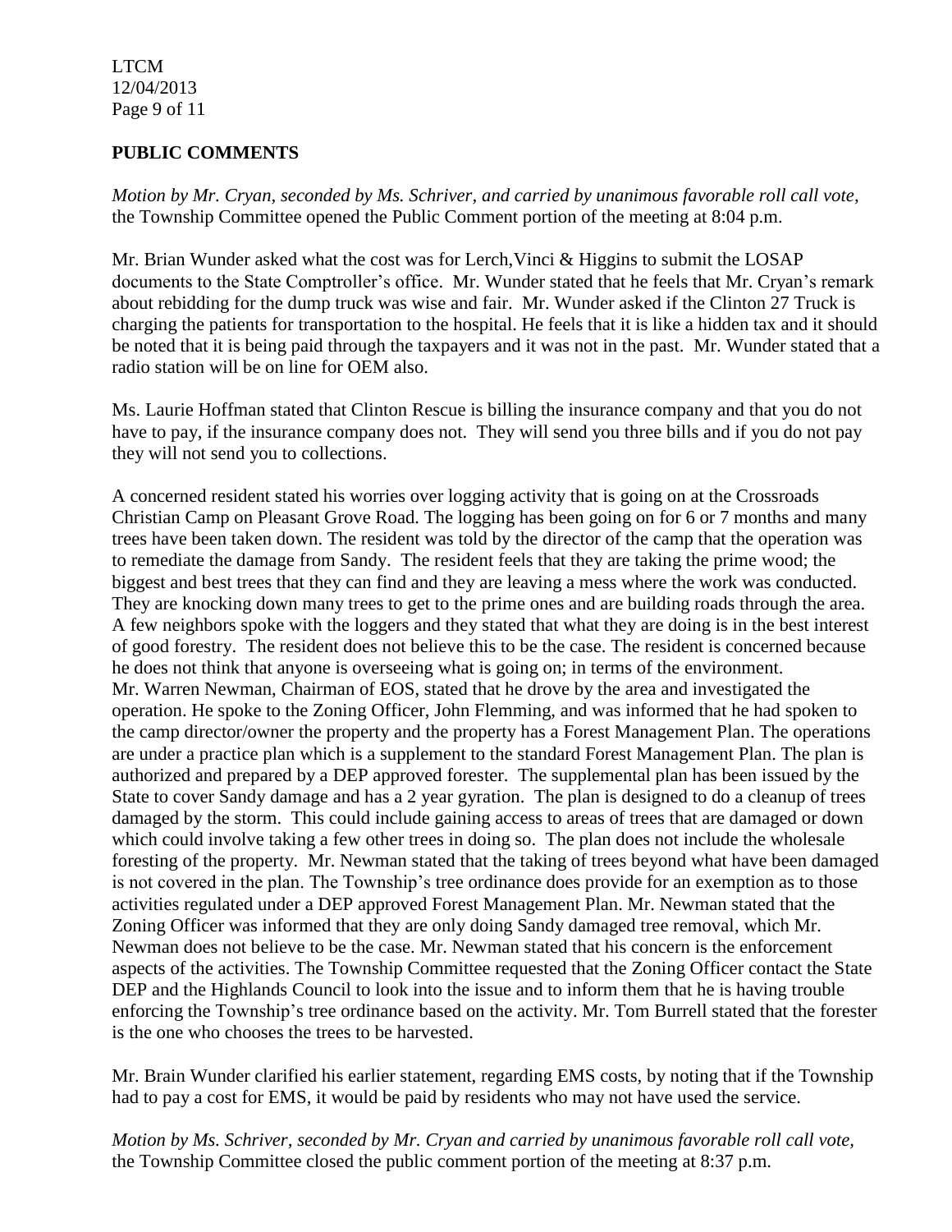## PUBLIC COMMENTS

*Motion by Mr. Cryan, seconded by Ms. Schriver, and carried by unanimous favorable roll call vote,* the Township Committee opened the Public Comment portion of the meeting at 8:04 p.m.

Mr. Brian Wunder asked what the cost was for Lerch,Vinci & Higgins to submit the LOSAP documents to the State Comptroller's office. Mr. Wunder stated that he feels that Mr. Cryan's remark about rebidding for the dump truck was wise and fair. Mr. Wunder asked if the Clinton 27 Truck is charging the patients for transportation to the hospital. He feels that it is like a hidden tax and it should be noted that it is being paid through the taxpayers and it was not in the past. Mr. Wunder stated that a radio station will be on line for OEM also.

Ms. Laurie Hoffman stated that Clinton Rescue is billing the insurance company and that you do not have to pay, if the insurance company does not. They will send you three bills and if you do not pay they will not send you to collections.

A concerned resident stated his worries over logging activity that is going on at the Crossroads Christian Camp on Pleasant Grove Road. The logging has been going on for 6 or 7 months and many trees have been taken down. The resident was told by the director of the camp that the operation was to remediate the damage from Sandy. The resident feels that they are taking the prime wood; the biggest and best trees that they can find and they are leaving a mess where the work was conducted. They are knocking down many trees to get to the prime ones and are building roads through the area. A few neighbors spoke with the loggers and they stated that what they are doing is in the best interest of good forestry. The resident does not believe this to be the case. The resident is concerned because he does not think that anyone is overseeing what is going on; in terms of the environment. Mr. Warren Newman, Chairman of EOS, stated that he drove by the area and investigated the operation. He spoke to the Zoning Officer, John Flemming, and was informed that he had spoken to the camp director/owner the property and the property has a Forest Management Plan. The operations are under a practice plan which is a supplement to the standard Forest Management Plan. The plan is authorized and prepared by a DEP approved forester. The supplemental plan has been issued by the State to cover Sandy damage and has a 2 year gyration. The plan is designed to do a cleanup of trees damaged by the storm. This could include gaining access to areas of trees that are damaged or down which could involve taking a few other trees in doing so. The plan does not include the wholesale foresting of the property. Mr. Newman stated that the taking of trees beyond what have been damaged is not covered in the plan. The Township's tree ordinance does provide for an exemption as to those activities regulated under a DEP approved Forest Management Plan. Mr. Newman stated that the Zoning Officer was informed that they are only doing Sandy damaged tree removal, which Mr. Newman does not believe to be the case. Mr. Newman stated that his concern is the enforcement aspects of the activities. The Township Committee requested that the Zoning Officer contact the State DEP and the Highlands Council to look into the issue and to inform them that he is having trouble enforcing the Township's tree ordinance based on the activity. Mr. Tom Burrell stated that the forester is the one who chooses the trees to be harvested.

Mr. Brain Wunder clarified his earlier statement, regarding EMS costs, by noting that if the Township had to pay a cost for EMS, it would be paid by residents who may not have used the service.

*Motion by Ms. Schriver, seconded by Mr. Cryan and carried by unanimous favorable roll call vote,* the Township Committee closed the public comment portion of the meeting at 8:37 p.m.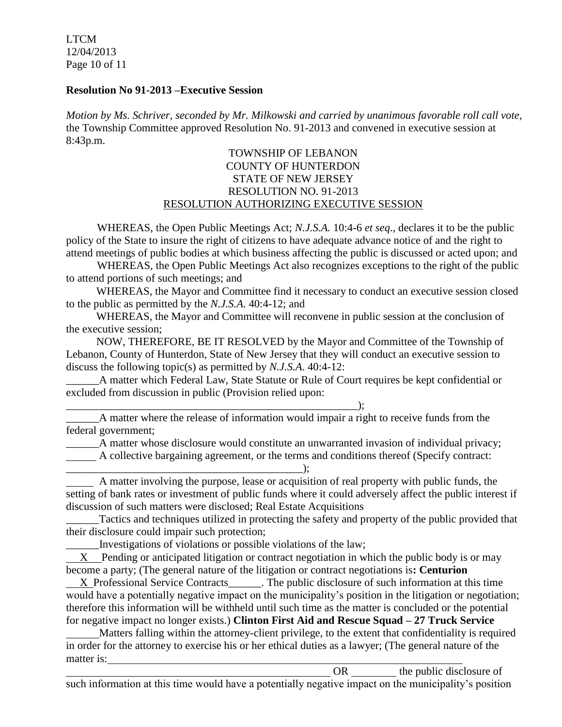**Resolution No 91-2013 –Executive Session**

*Motion by Ms. Schriver, seconded by Mr. Milkowski and carried by unanimous favorable roll call vote,* the Township Committee approved Resolution No. 91-2013 and convened in executive session at 8:43p.m.

TOWNSHIP OF LEBANON
COUNTY OF HUNTERDON
STATE OF NEW JERSEY
RESOLUTION NO. 91-2013
RESOLUTION AUTHORIZING EXECUTIVE SESSION

WHEREAS, the Open Public Meetings Act; *N.J.S.A.* 10:4-6 *et seq*., declares it to be the public policy of the State to insure the right of citizens to have adequate advance notice of and the right to attend meetings of public bodies at which business affecting the public is discussed or acted upon; and

WHEREAS, the Open Public Meetings Act also recognizes exceptions to the right of the public to attend portions of such meetings; and

WHEREAS, the Mayor and Committee find it necessary to conduct an executive session closed to the public as permitted by the *N.J.S.A.* 40:4-12; and

WHEREAS, the Mayor and Committee will reconvene in public session at the conclusion of the executive session;

NOW, THEREFORE, BE IT RESOLVED by the Mayor and Committee of the Township of Lebanon, County of Hunterdon, State of New Jersey that they will conduct an executive session to discuss the following topic(s) as permitted by *N.J.S.A*. 40:4-12:

______A matter which Federal Law, State Statute or Rule of Court requires be kept confidential or excluded from discussion in public (Provision relied upon: ______________________________________________________);

______A matter where the release of information would impair a right to receive funds from the federal government;

______A matter whose disclosure would constitute an unwarranted invasion of individual privacy;

______ A collective bargaining agreement, or the terms and conditions thereof (Specify contract: ____________________________________________);

_____ A matter involving the purpose, lease or acquisition of real property with public funds, the setting of bank rates or investment of public funds where it could adversely affect the public interest if discussion of such matters were disclosed; Real Estate Acquisitions

______Tactics and techniques utilized in protecting the safety and property of the public provided that their disclosure could impair such protection;

______Investigations of violations or possible violations of the law;

__X__ Pending or anticipated litigation or contract negotiation in which the public body is or may become a party; (The general nature of the litigation or contract negotiations is**: Centurion**

__X_ Professional Service Contracts______. The public disclosure of such information at this time would have a potentially negative impact on the municipality's position in the litigation or negotiation; therefore this information will be withheld until such time as the matter is concluded or the potential for negative impact no longer exists.) **Clinton First Aid and Rescue Squad – 27 Truck Service**

______Matters falling within the attorney-client privilege, to the extent that confidentiality is required in order for the attorney to exercise his or her ethical duties as a lawyer; (The general nature of the matter is:__________________________________________________________________
________________________________________________ OR ________ the public disclosure of such information at this time would have a potentially negative impact on the municipality's position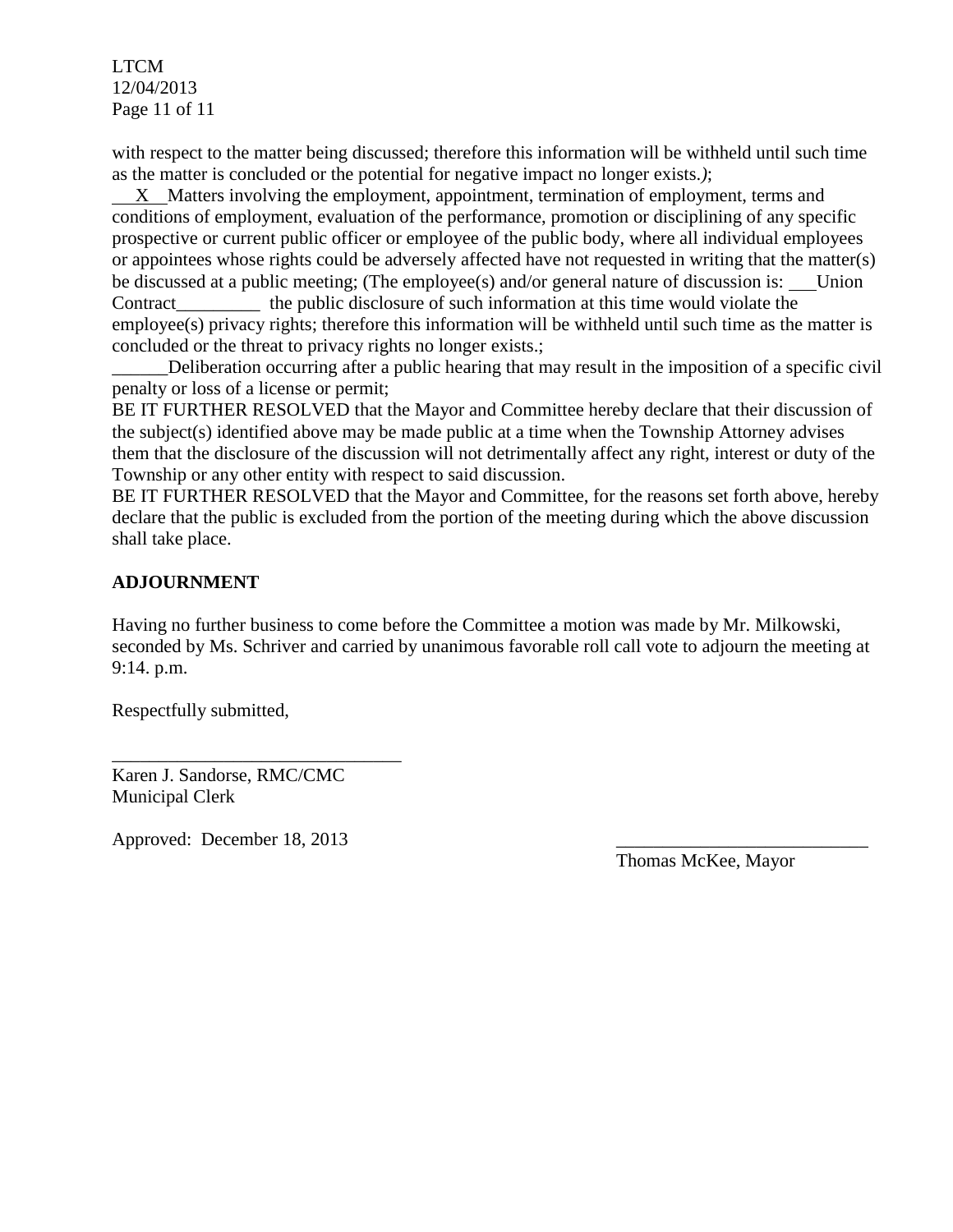with respect to the matter being discussed; therefore this information will be withheld until such time as the matter is concluded or the potential for negative impact no longer exists.*)*;

\_\_X\_\_Matters involving the employment, appointment, termination of employment, terms and conditions of employment, evaluation of the performance, promotion or disciplining of any specific prospective or current public officer or employee of the public body, where all individual employees or appointees whose rights could be adversely affected have not requested in writing that the matter(s) be discussed at a public meeting; (The employee(s) and/or general nature of discussion is: \_\_\_Union Contract\_\_\_\_\_\_\_\_\_ the public disclosure of such information at this time would violate the employee(s) privacy rights; therefore this information will be withheld until such time as the matter is concluded or the threat to privacy rights no longer exists.;

\_\_\_\_\_\_Deliberation occurring after a public hearing that may result in the imposition of a specific civil penalty or loss of a license or permit;

BE IT FURTHER RESOLVED that the Mayor and Committee hereby declare that their discussion of the subject(s) identified above may be made public at a time when the Township Attorney advises them that the disclosure of the discussion will not detrimentally affect any right, interest or duty of the Township or any other entity with respect to said discussion.

BE IT FURTHER RESOLVED that the Mayor and Committee, for the reasons set forth above, hereby declare that the public is excluded from the portion of the meeting during which the above discussion shall take place.

**ADJOURNMENT**

Having no further business to come before the Committee a motion was made by Mr. Milkowski, seconded by Ms. Schriver and carried by unanimous favorable roll call vote to adjourn the meeting at 9:14. p.m.

Respectfully submitted,

\_\_\_\_\_\_\_\_\_\_\_\_\_\_\_\_\_\_\_\_\_\_\_\_\_\_\_\_\_\_\_
Karen J. Sandorse, RMC/CMC
Municipal Clerk

Approved: December 18, 2013

\_\_\_\_\_\_\_\_\_\_\_\_\_\_\_\_\_\_\_\_\_\_\_\_\_\_\_
Thomas McKee, Mayor